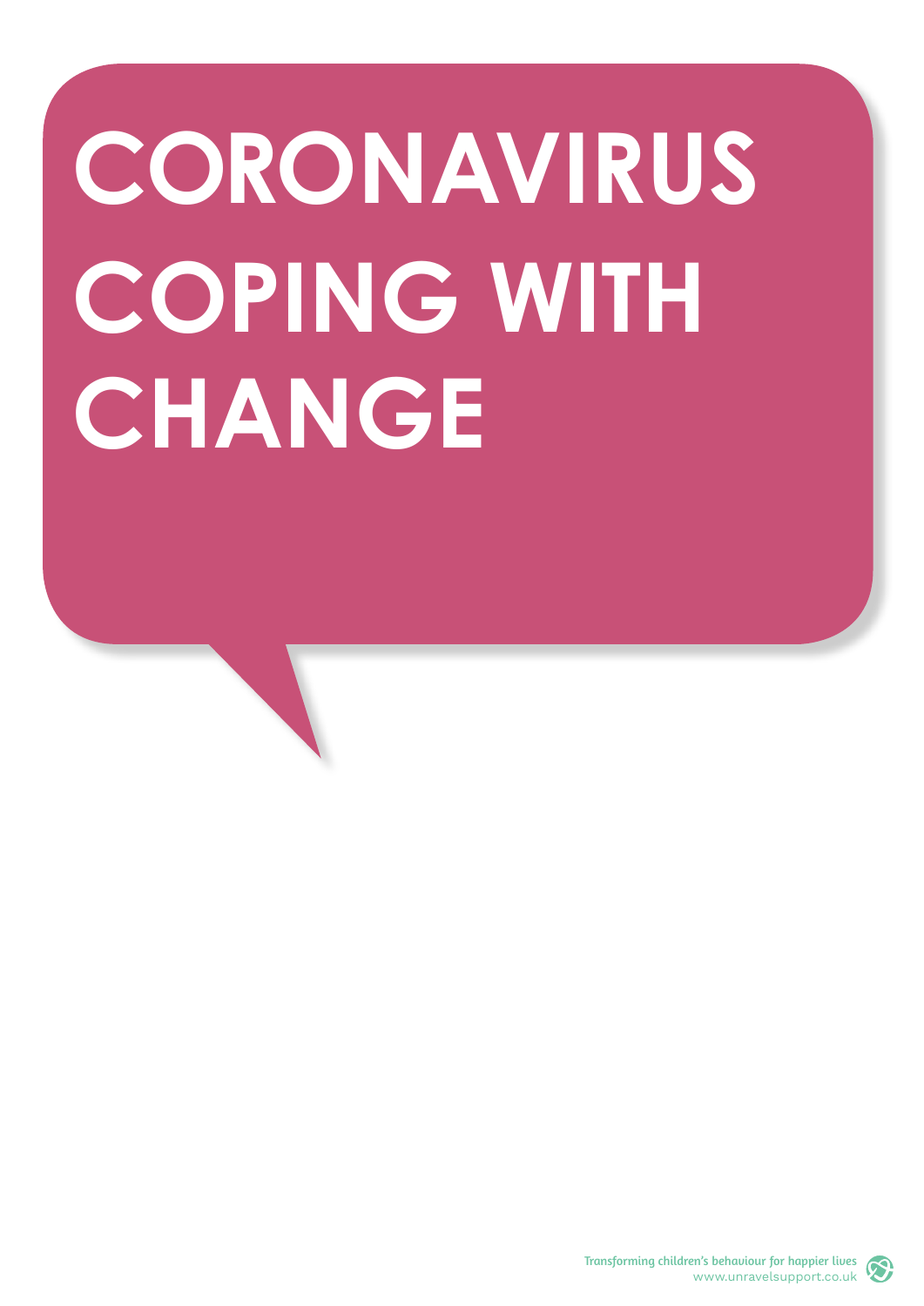# CORONAVIRUS COPING WITH CHANGE

Transforming children's behaviour for happier lives
www.unravelsupport.co.uk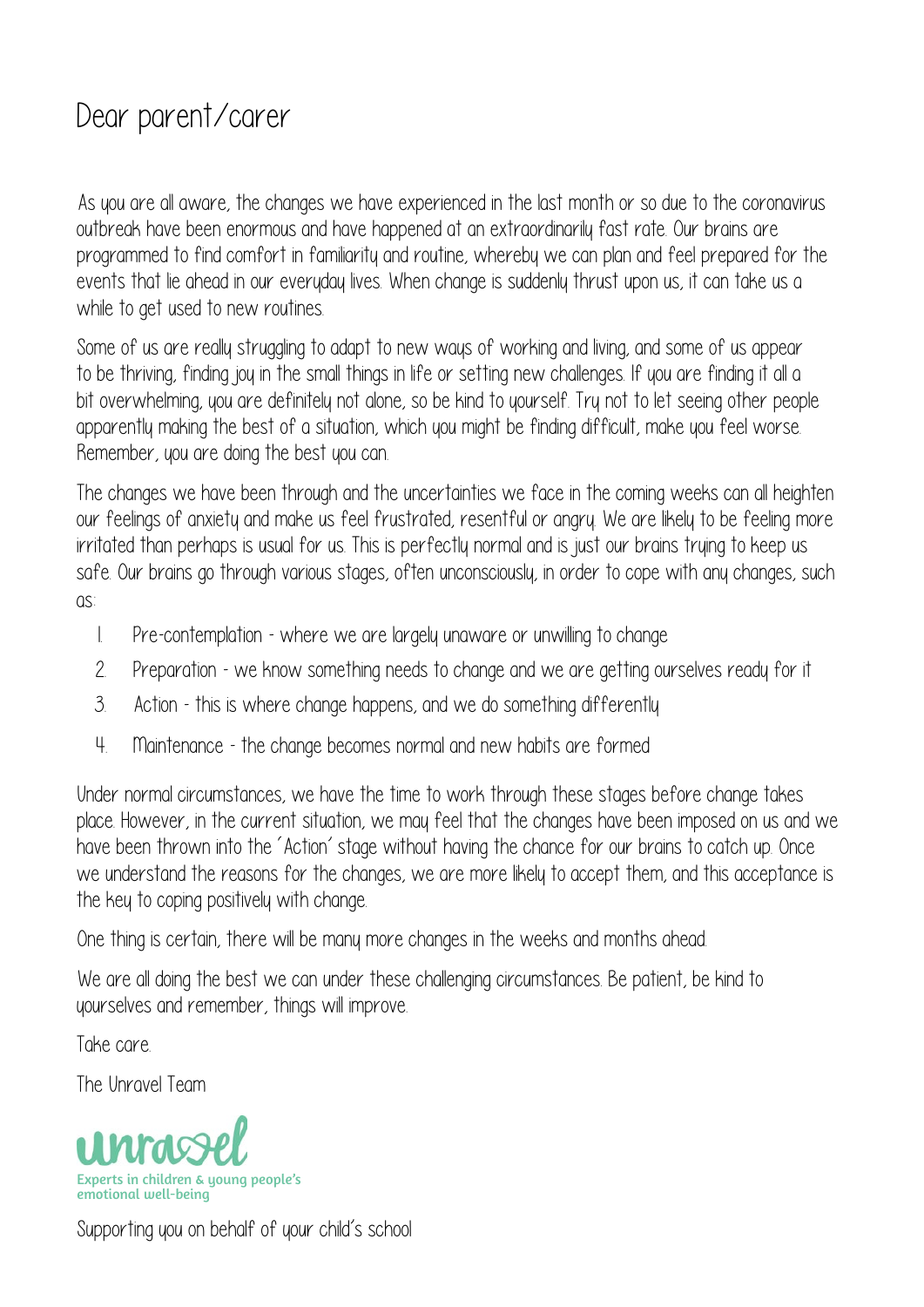# Dear parent/carer

As you are all aware, the changes we have experienced in the last month or so due to the coronavirus outbreak have been enormous and have happened at an extraordinarily fast rate. Our brains are programmed to find comfort in familiarity and routine, whereby we can plan and feel prepared for the events that lie ahead in our everyday lives. When change is suddenly thrust upon us, it can take us a while to get used to new routines.

Some of us are really struggling to adapt to new ways of working and living, and some of us appear to be thriving, finding joy in the small things in life or setting new challenges. If you are finding it all a bit overwhelming, you are definitely not alone, so be kind to yourself. Try not to let seeing other people apparently making the best of a situation, which you might be finding difficult, make you feel worse. Remember, you are doing the best you can.

The changes we have been through and the uncertainties we face in the coming weeks can all heighten our feelings of anxiety and make us feel frustrated, resentful or angry. We are likely to be feeling more irritated than perhaps is usual for us. This is perfectly normal and is just our brains trying to keep us safe. Our brains go through various stages, often unconsciously, in order to cope with any changes, such as:

1. Pre-contemplation - where we are largely unaware or unwilling to change
2. Preparation - we know something needs to change and we are getting ourselves ready for it
3. Action - this is where change happens, and we do something differently
4. Maintenance - the change becomes normal and new habits are formed

Under normal circumstances, we have the time to work through these stages before change takes place. However, in the current situation, we may feel that the changes have been imposed on us and we have been thrown into the 'Action' stage without having the chance for our brains to catch up. Once we understand the reasons for the changes, we are more likely to accept them, and this acceptance is the key to coping positively with change.

One thing is certain, there will be many more changes in the weeks and months ahead.

We are all doing the best we can under these challenging circumstances. Be patient, be kind to yourselves and remember, things will improve.

Take care.

The Unravel Team

unravel

Experts in children & young people's emotional well-being

Supporting you on behalf of your child's school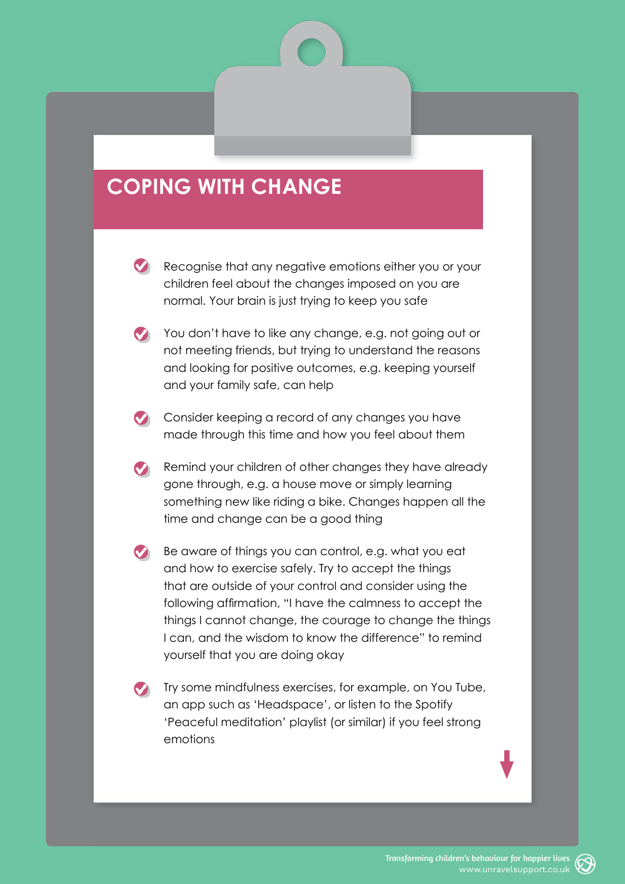# COPING WITH CHANGE

- Recognise that any negative emotions either you or your children feel about the changes imposed on you are normal. Your brain is just trying to keep you safe
- You don't have to like any change, e.g. not going out or not meeting friends, but trying to understand the reasons and looking for positive outcomes, e.g. keeping yourself and your family safe, can help
- Consider keeping a record of any changes you have made through this time and how you feel about them
- Remind your children of other changes they have already gone through, e.g. a house move or simply learning something new like riding a bike. Changes happen all the time and change can be a good thing
- Be aware of things you can control, e.g. what you eat and how to exercise safely. Try to accept the things that are outside of your control and consider using the following affirmation, "I have the calmness to accept the things I cannot change, the courage to change the things I can, and the wisdom to know the difference" to remind yourself that you are doing okay
- Try some mindfulness exercises, for example, on You Tube, an app such as 'Headspace', or listen to the Spotify 'Peaceful meditation' playlist (or similar) if you feel strong emotions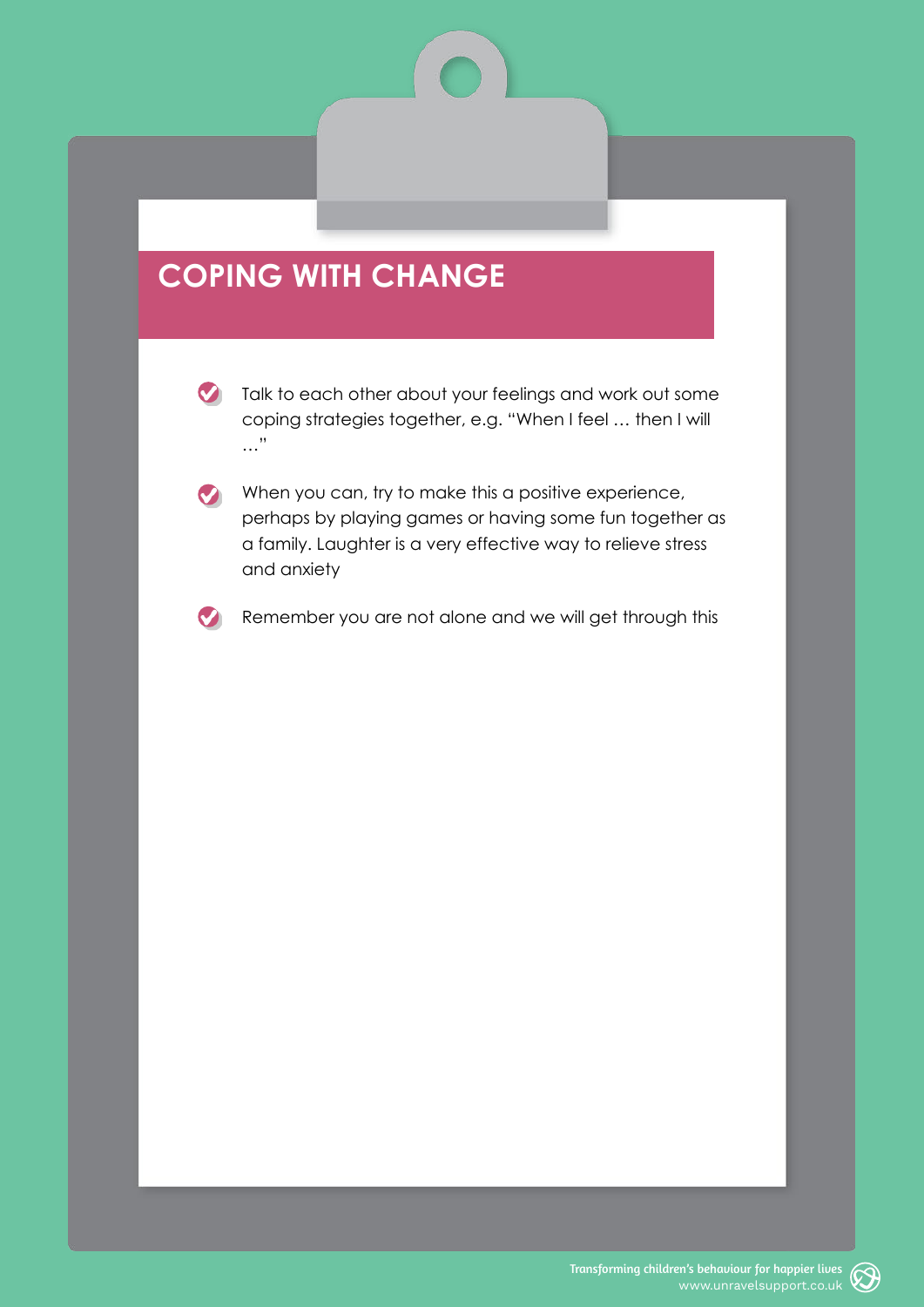# COPING WITH CHANGE

- Talk to each other about your feelings and work out some coping strategies together, e.g. "When I feel … then I will …"
- When you can, try to make this a positive experience, perhaps by playing games or having some fun together as a family. Laughter is a very effective way to relieve stress and anxiety
- Remember you are not alone and we will get through this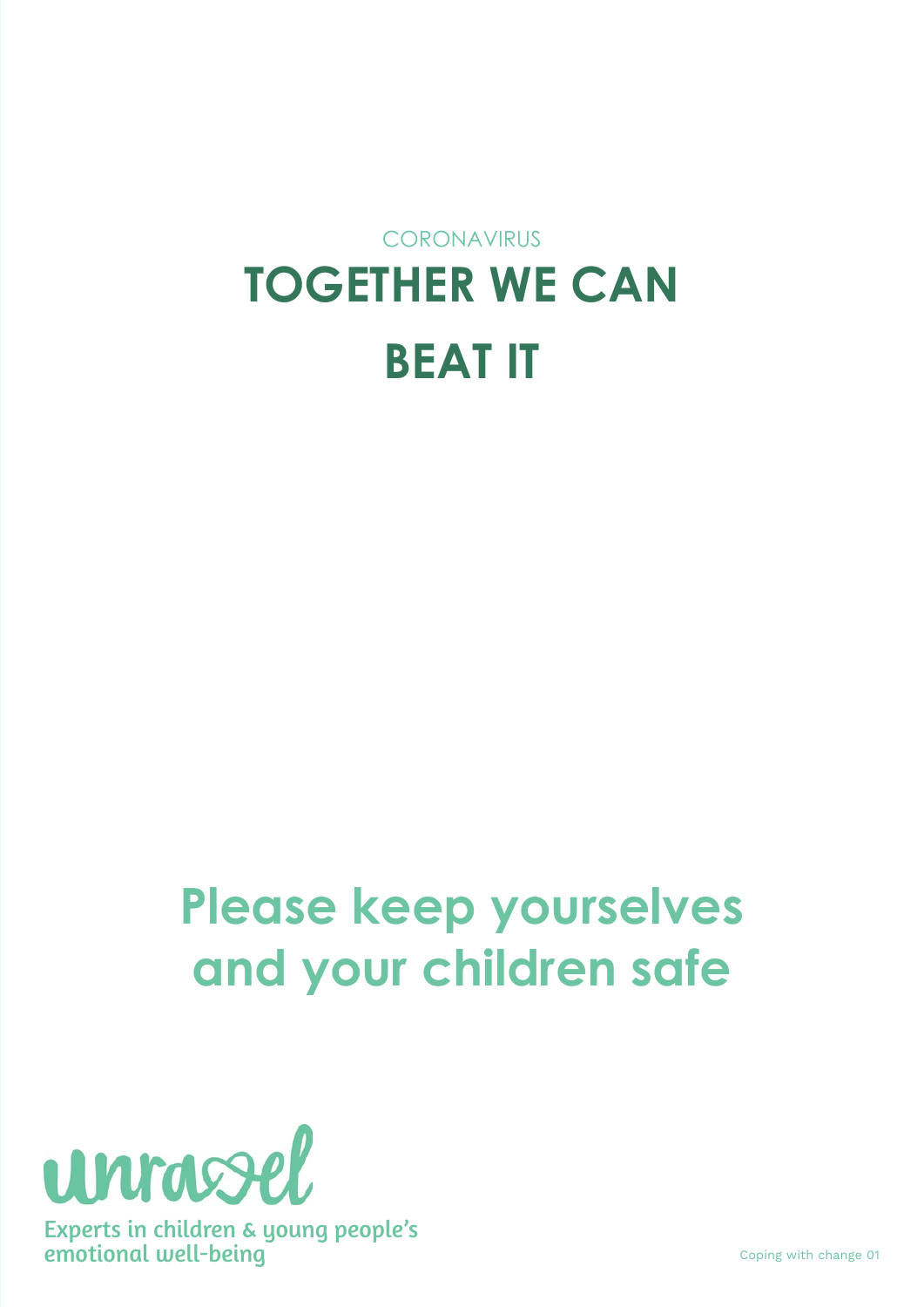CORONAVIRUS

# TOGETHER WE CAN BEAT IT

## Please keep yourselves and your children safe

unravel

Experts in children & young people's emotional well-being

Coping with change 01